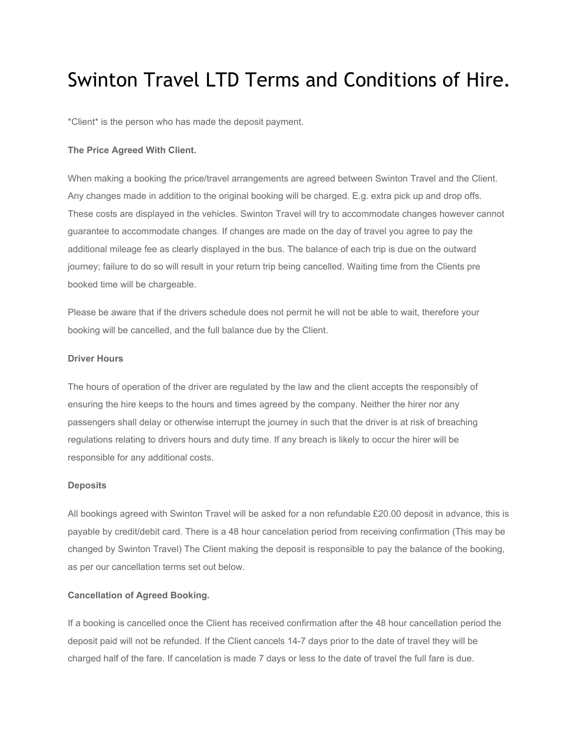# Swinton Travel LTD Terms and Conditions of Hire.

*Client* is the person who has made the deposit payment.

**The Price Agreed With Client.**

When making a booking the price/travel arrangements are agreed between Swinton Travel and the Client. Any changes made in addition to the original booking will be charged. E.g. extra pick up and drop offs. These costs are displayed in the vehicles. Swinton Travel will try to accommodate changes however cannot guarantee to accommodate changes. If changes are made on the day of travel you agree to pay the additional mileage fee as clearly displayed in the bus. The balance of each trip is due on the outward journey; failure to do so will result in your return trip being cancelled. Waiting time from the Clients pre booked time will be chargeable.

Please be aware that if the drivers schedule does not permit he will not be able to wait, therefore your booking will be cancelled, and the full balance due by the Client.

**Driver Hours**

The hours of operation of the driver are regulated by the law and the client accepts the responsibly of ensuring the hire keeps to the hours and times agreed by the company. Neither the hirer nor any passengers shall delay or otherwise interrupt the journey in such that the driver is at risk of breaching regulations relating to drivers hours and duty time. If any breach is likely to occur the hirer will be responsible for any additional costs.

**Deposits**

All bookings agreed with Swinton Travel will be asked for a non refundable £20.00 deposit in advance, this is payable by credit/debit card. There is a 48 hour cancelation period from receiving confirmation (This may be changed by Swinton Travel) The Client making the deposit is responsible to pay the balance of the booking, as per our cancellation terms set out below.

**Cancellation of Agreed Booking.**

If a booking is cancelled once the Client has received confirmation after the 48 hour cancellation period the deposit paid will not be refunded. If the Client cancels 14-7 days prior to the date of travel they will be charged half of the fare. If cancelation is made 7 days or less to the date of travel the full fare is due.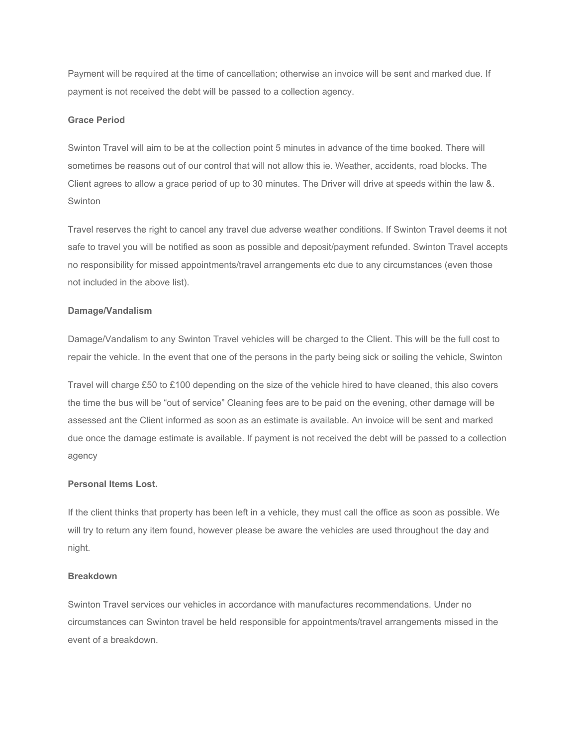Payment will be required at the time of cancellation; otherwise an invoice will be sent and marked due. If payment is not received the debt will be passed to a collection agency.

**Grace Period**

Swinton Travel will aim to be at the collection point 5 minutes in advance of the time booked. There will sometimes be reasons out of our control that will not allow this ie. Weather, accidents, road blocks. The Client agrees to allow a grace period of up to 30 minutes. The Driver will drive at speeds within the law &. Swinton

Travel reserves the right to cancel any travel due adverse weather conditions. If Swinton Travel deems it not safe to travel you will be notified as soon as possible and deposit/payment refunded. Swinton Travel accepts no responsibility for missed appointments/travel arrangements etc due to any circumstances (even those not included in the above list).

**Damage/Vandalism**

Damage/Vandalism to any Swinton Travel vehicles will be charged to the Client. This will be the full cost to repair the vehicle. In the event that one of the persons in the party being sick or soiling the vehicle, Swinton

Travel will charge £50 to £100 depending on the size of the vehicle hired to have cleaned, this also covers the time the bus will be "out of service" Cleaning fees are to be paid on the evening, other damage will be assessed ant the Client informed as soon as an estimate is available. An invoice will be sent and marked due once the damage estimate is available. If payment is not received the debt will be passed to a collection agency

**Personal Items Lost.**

If the client thinks that property has been left in a vehicle, they must call the office as soon as possible. We will try to return any item found, however please be aware the vehicles are used throughout the day and night.

**Breakdown**

Swinton Travel services our vehicles in accordance with manufactures recommendations. Under no circumstances can Swinton travel be held responsible for appointments/travel arrangements missed in the event of a breakdown.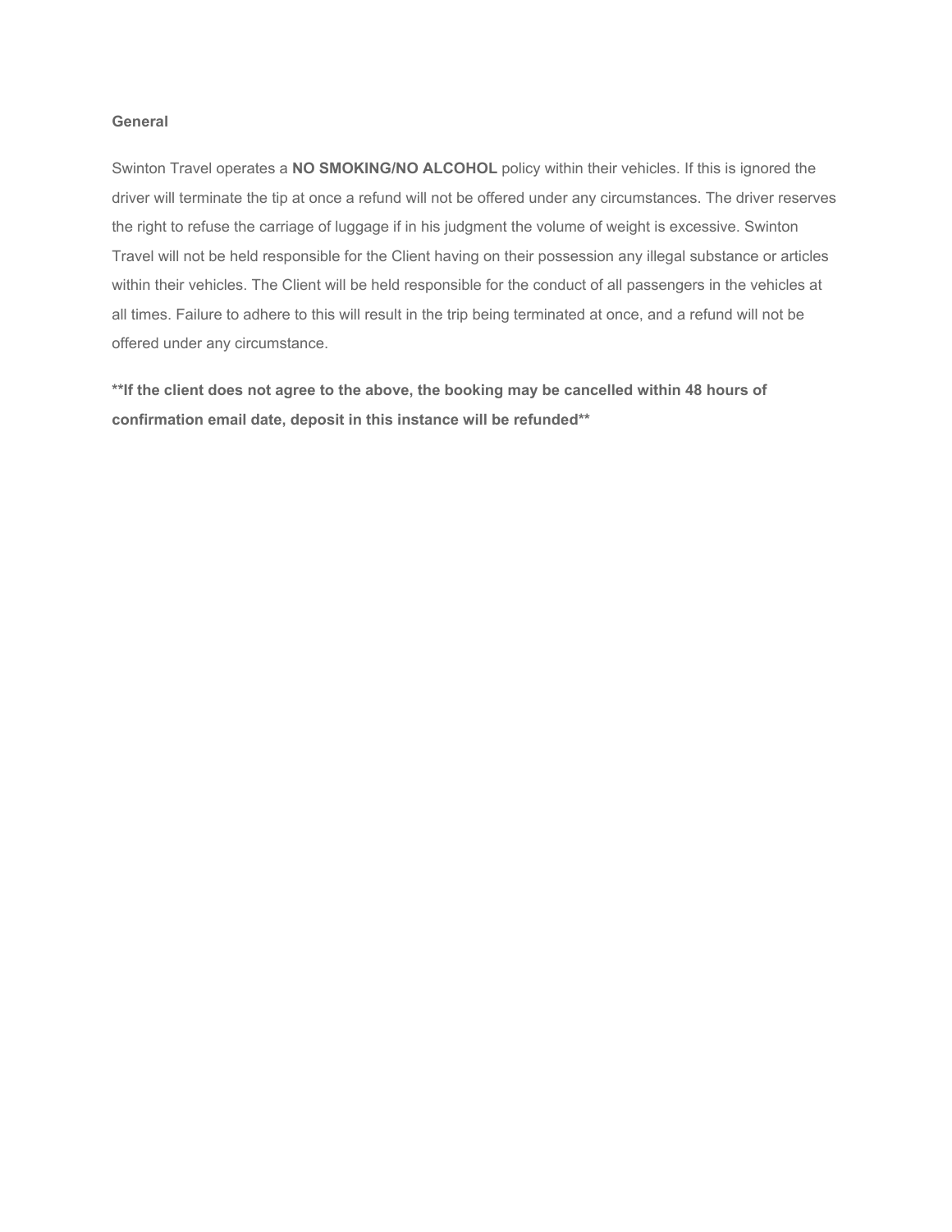**General**

Swinton Travel operates a **NO SMOKING/NO ALCOHOL** policy within their vehicles. If this is ignored the driver will terminate the tip at once a refund will not be offered under any circumstances. The driver reserves the right to refuse the carriage of luggage if in his judgment the volume of weight is excessive. Swinton Travel will not be held responsible for the Client having on their possession any illegal substance or articles within their vehicles. The Client will be held responsible for the conduct of all passengers in the vehicles at all times. Failure to adhere to this will result in the trip being terminated at once, and a refund will not be offered under any circumstance.

****If the client does not agree to the above, the booking may be cancelled within 48 hours of confirmation email date, deposit in this instance will be refunded****